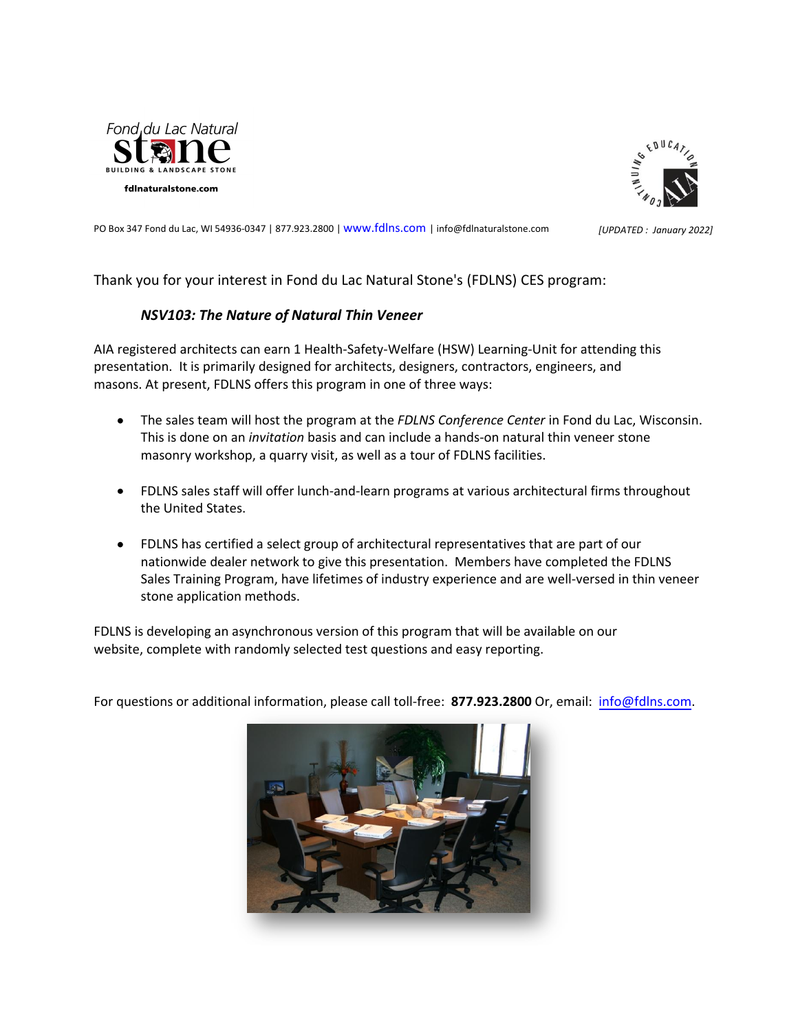Fond du Lac Natural Stone

BUILDING & LANDSCAPE STONE

fdlnaturalstone.com

PO Box 347 Fond du Lac, WI 54936-0347 | 877.923.2800 | www.fdlns.com | info@fdlnaturalstone.com

*[UPDATED : January 2022]*

Thank you for your interest in Fond du Lac Natural Stone's (FDLNS) CES program:

***NSV103: The Nature of Natural Thin Veneer***

AIA registered architects can earn 1 Health-Safety-Welfare (HSW) Learning-Unit for attending this presentation. It is primarily designed for architects, designers, contractors, engineers, and masons. At present, FDLNS offers this program in one of three ways:

- The sales team will host the program at the *FDLNS Conference Center* in Fond du Lac, Wisconsin. This is done on an *invitation* basis and can include a hands-on natural thin veneer stone masonry workshop, a quarry visit, as well as a tour of FDLNS facilities.

- FDLNS sales staff will offer lunch-and-learn programs at various architectural firms throughout the United States.

- FDLNS has certified a select group of architectural representatives that are part of our nationwide dealer network to give this presentation. Members have completed the FDLNS Sales Training Program, have lifetimes of industry experience and are well-versed in thin veneer stone application methods.

FDLNS is developing an asynchronous version of this program that will be available on our website, complete with randomly selected test questions and easy reporting.

For questions or additional information, please call toll-free: **877.923.2800** Or, email: info@fdlns.com.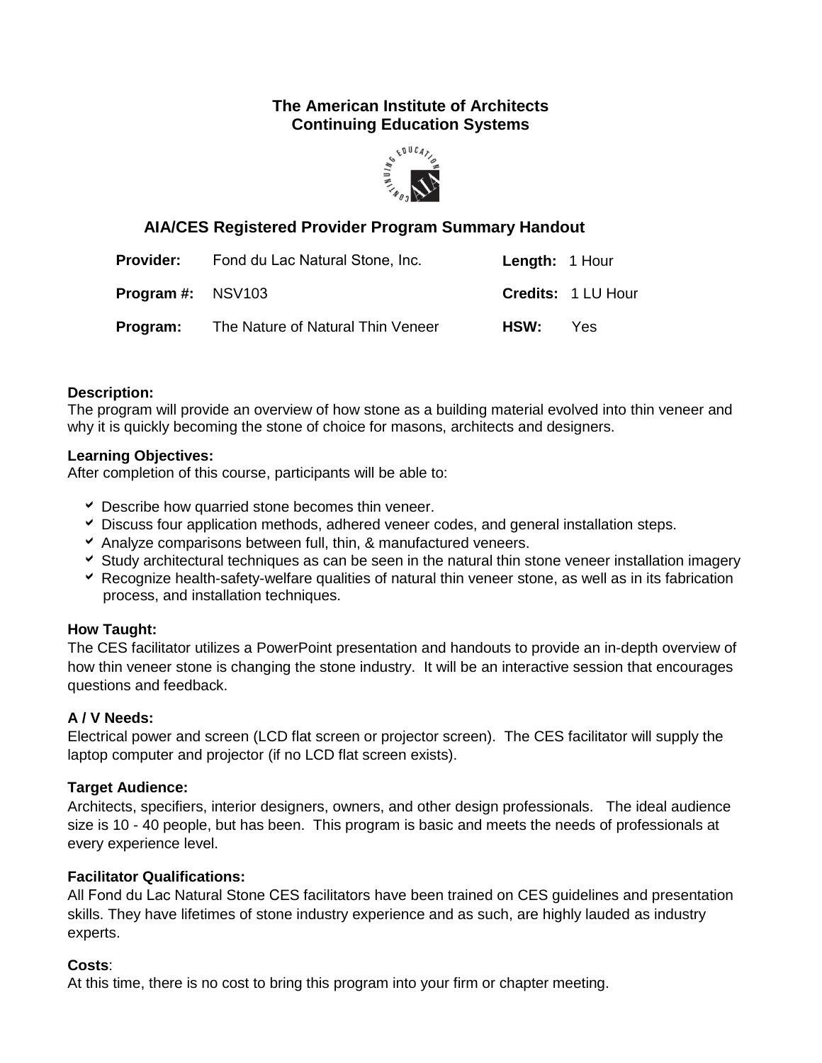# The American Institute of Architects
# Continuing Education Systems

## AIA/CES Registered Provider Program Summary Handout

| | | | |
|---|---|---|---|
| **Provider:** | Fond du Lac Natural Stone, Inc. | **Length:** | 1 Hour |
| **Program #:** | NSV103 | **Credits:** | 1 LU Hour |
| **Program:** | The Nature of Natural Thin Veneer | **HSW:** | Yes |

**Description:**
The program will provide an overview of how stone as a building material evolved into thin veneer and why it is quickly becoming the stone of choice for masons, architects and designers.

**Learning Objectives:**
After completion of this course, participants will be able to:

- Describe how quarried stone becomes thin veneer.
- Discuss four application methods, adhered veneer codes, and general installation steps.
- Analyze comparisons between full, thin, & manufactured veneers.
- Study architectural techniques as can be seen in the natural thin stone veneer installation imagery
- Recognize health-safety-welfare qualities of natural thin veneer stone, as well as in its fabrication process, and installation techniques.

**How Taught:**
The CES facilitator utilizes a PowerPoint presentation and handouts to provide an in-depth overview of how thin veneer stone is changing the stone industry. It will be an interactive session that encourages questions and feedback.

**A / V Needs:**
Electrical power and screen (LCD flat screen or projector screen). The CES facilitator will supply the laptop computer and projector (if no LCD flat screen exists).

**Target Audience:**
Architects, specifiers, interior designers, owners, and other design professionals. The ideal audience size is 10 - 40 people, but has been. This program is basic and meets the needs of professionals at every experience level.

**Facilitator Qualifications:**
All Fond du Lac Natural Stone CES facilitators have been trained on CES guidelines and presentation skills. They have lifetimes of stone industry experience and as such, are highly lauded as industry experts.

**Costs**:
At this time, there is no cost to bring this program into your firm or chapter meeting.